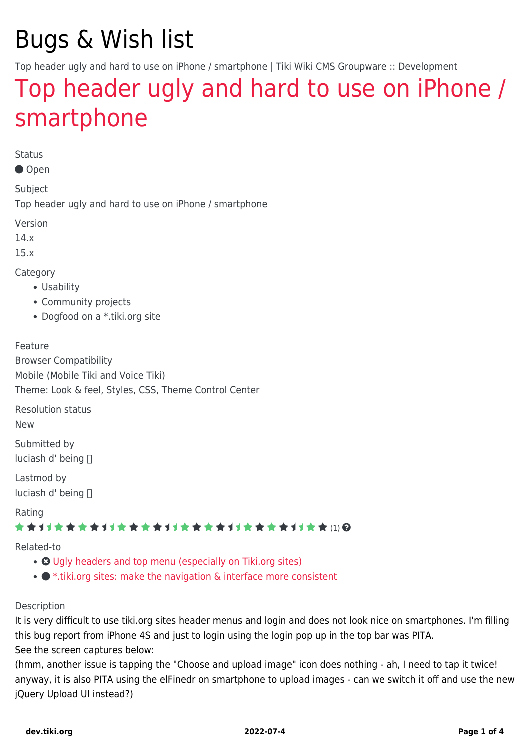# Bugs & Wish list

Top header ugly and hard to use on iPhone / smartphone | Tiki Wiki CMS Groupware :: Development

## Top header ugly and hard to use on iPhone / smartphone

Status

● Open

Subject

Top header ugly and hard to use on iPhone / smartphone

Version

14.x

15.x

Category

- Usability
- Community projects
- Dogfood on a *.tiki.org site

Feature

Browser Compatibility

Mobile (Mobile Tiki and Voice Tiki)

Theme: Look & feel, Styles, CSS, Theme Control Center

Resolution status

New

Submitted by

luciash d' being

Lastmod by

luciash d' being

Rating

(1)

Related-to

- Ugly headers and top menu (especially on Tiki.org sites)
- *.tiki.org sites: make the navigation & interface more consistent

Description

It is very difficult to use tiki.org sites header menus and login and does not look nice on smartphones. I'm filling this bug report from iPhone 4S and just to login using the login pop up in the top bar was PITA.

See the screen captures below:

(hmm, another issue is tapping the "Choose and upload image" icon does nothing - ah, I need to tap it twice! anyway, it is also PITA using the elFinedr on smartphone to upload images - can we switch it off and use the new jQuery Upload UI instead?)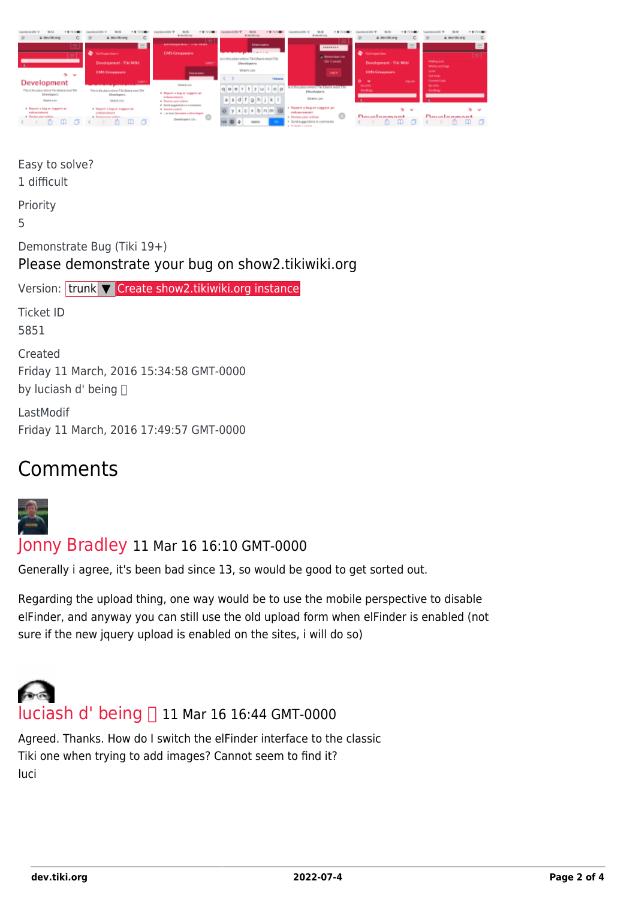Easy to solve?
1 difficult

Priority
5

Demonstrate Bug (Tiki 19+)
Please demonstrate your bug on show2.tikiwiki.org

Version: trunk ▼ Create show2.tikiwiki.org instance

Ticket ID
5851

Created
Friday 11 March, 2016 15:34:58 GMT-0000
by luciash d' being

LastModif
Friday 11 March, 2016 17:49:57 GMT-0000

## Comments

**Jonny Bradley** 11 Mar 16 16:10 GMT-0000

Generally i agree, it's been bad since 13, so would be good to get sorted out.

Regarding the upload thing, one way would be to use the mobile perspective to disable elFinder, and anyway you can still use the old upload form when elFinder is enabled (not sure if the new jquery upload is enabled on the sites, i will do so)

**luciash d' being** 11 Mar 16 16:44 GMT-0000

Agreed. Thanks. How do I switch the elFinder interface to the classic Tiki one when trying to add images? Cannot seem to find it?
luci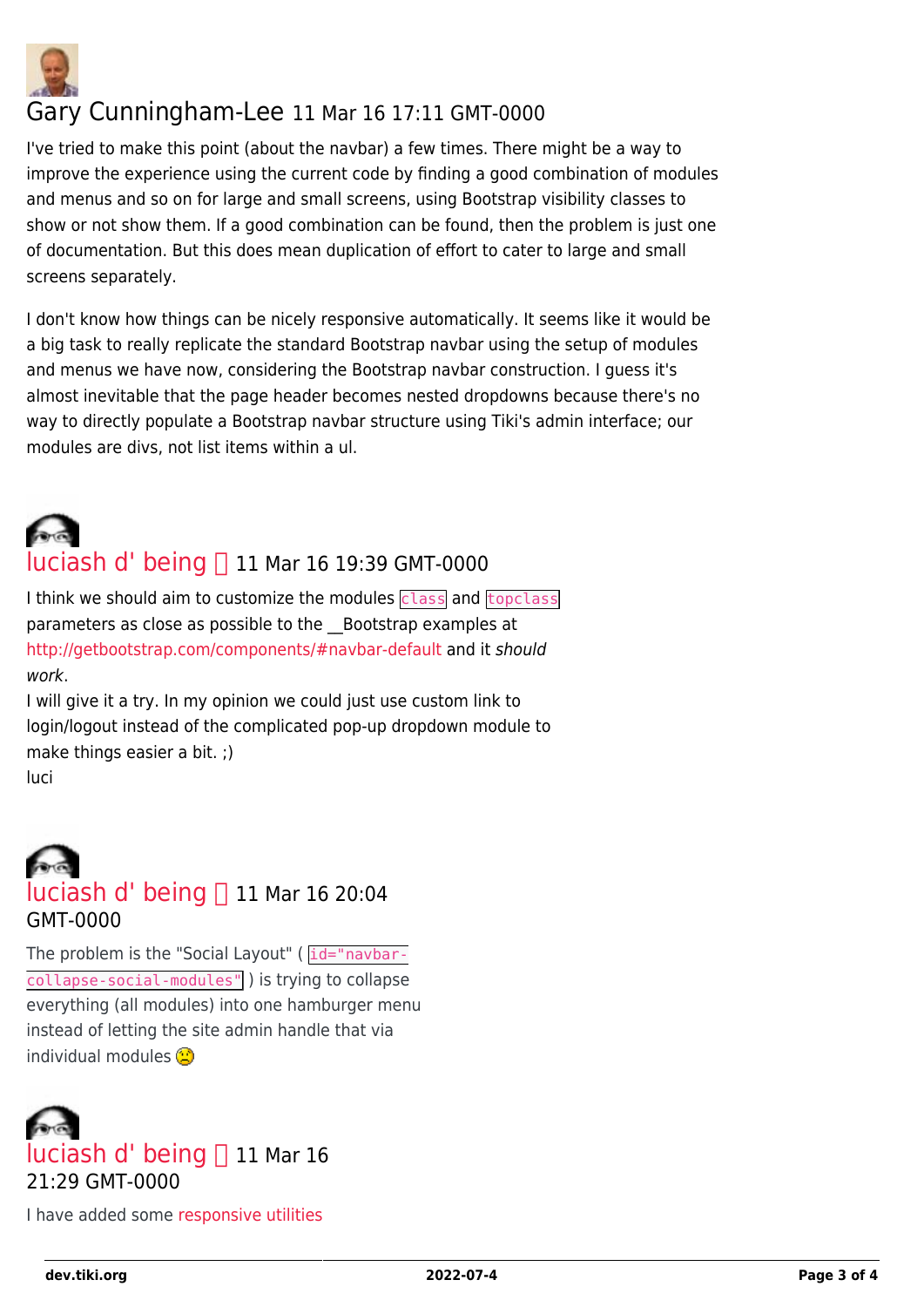## Gary Cunningham-Lee 11 Mar 16 17:11 GMT-0000

I've tried to make this point (about the navbar) a few times. There might be a way to improve the experience using the current code by finding a good combination of modules and menus and so on for large and small screens, using Bootstrap visibility classes to show or not show them. If a good combination can be found, then the problem is just one of documentation. But this does mean duplication of effort to cater to large and small screens separately.

I don't know how things can be nicely responsive automatically. It seems like it would be a big task to really replicate the standard Bootstrap navbar using the setup of modules and menus we have now, considering the Bootstrap navbar construction. I guess it's almost inevitable that the page header becomes nested dropdowns because there's no way to directly populate a Bootstrap navbar structure using Tiki's admin interface; our modules are divs, not list items within a ul.

## luciash d' being 11 Mar 16 19:39 GMT-0000

I think we should aim to customize the modules `class` and `topclass` parameters as close as possible to the __Bootstrap examples at http://getbootstrap.com/components/#navbar-default and it *should work*.
I will give it a try. In my opinion we could just use custom link to login/logout instead of the complicated pop-up dropdown module to make things easier a bit. ;)
luci

## luciash d' being 11 Mar 16 20:04 GMT-0000

The problem is the "Social Layout" ( `id="navbar-collapse-social-modules"` ) is trying to collapse everything (all modules) into one hamburger menu instead of letting the site admin handle that via individual modules 🙁

## luciash d' being 11 Mar 16 21:29 GMT-0000

I have added some responsive utilities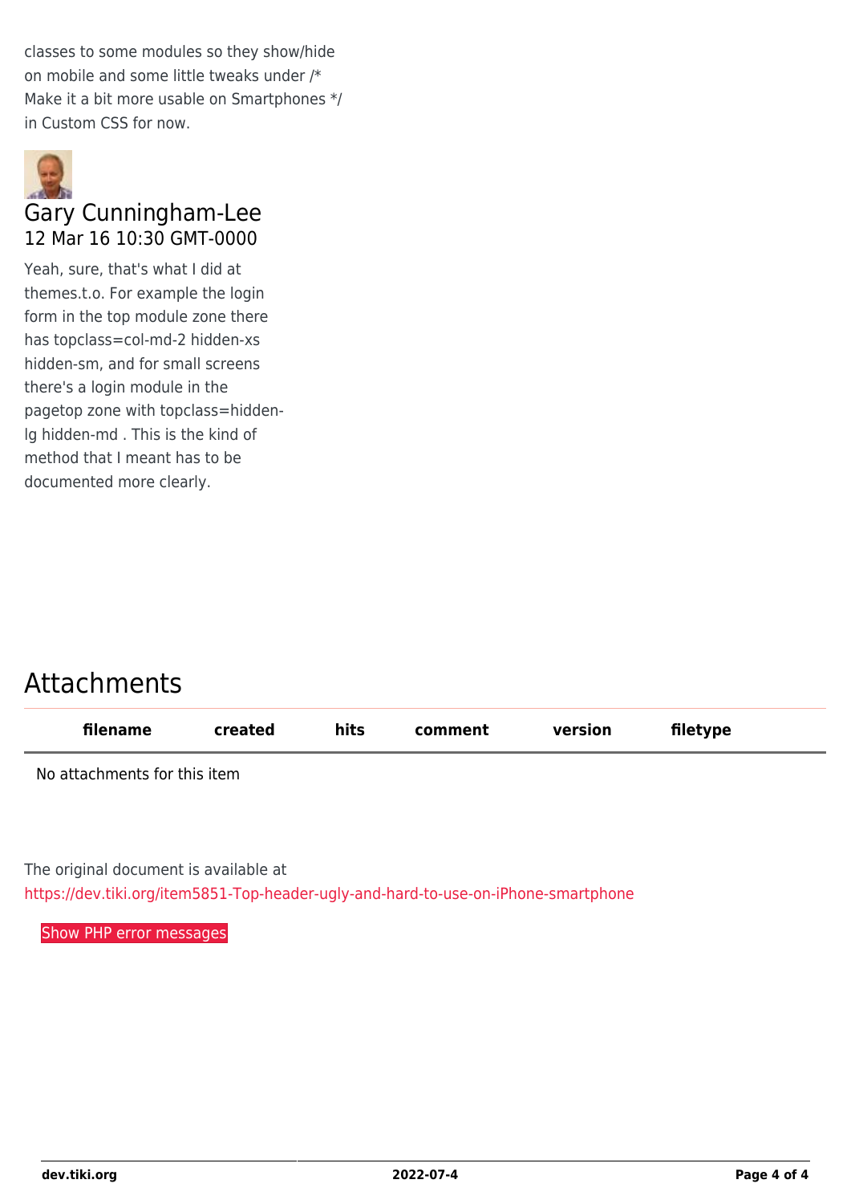classes to some modules so they show/hide on mobile and some little tweaks under /* Make it a bit more usable on Smartphones */ in Custom CSS for now.

Gary Cunningham-Lee
12 Mar 16 10:30 GMT-0000

Yeah, sure, that's what I did at themes.t.o. For example the login form in the top module zone there has topclass=col-md-2 hidden-xs hidden-sm, and for small screens there's a login module in the pagetop zone with topclass=hidden-lg hidden-md . This is the kind of method that I meant has to be documented more clearly.

# Attachments

| filename | created | hits | comment | version | filetype |
| --- | --- | --- | --- | --- | --- |
| No attachments for this item | | | | | |

The original document is available at https://dev.tiki.org/item5851-Top-header-ugly-and-hard-to-use-on-iPhone-smartphone

Show PHP error messages